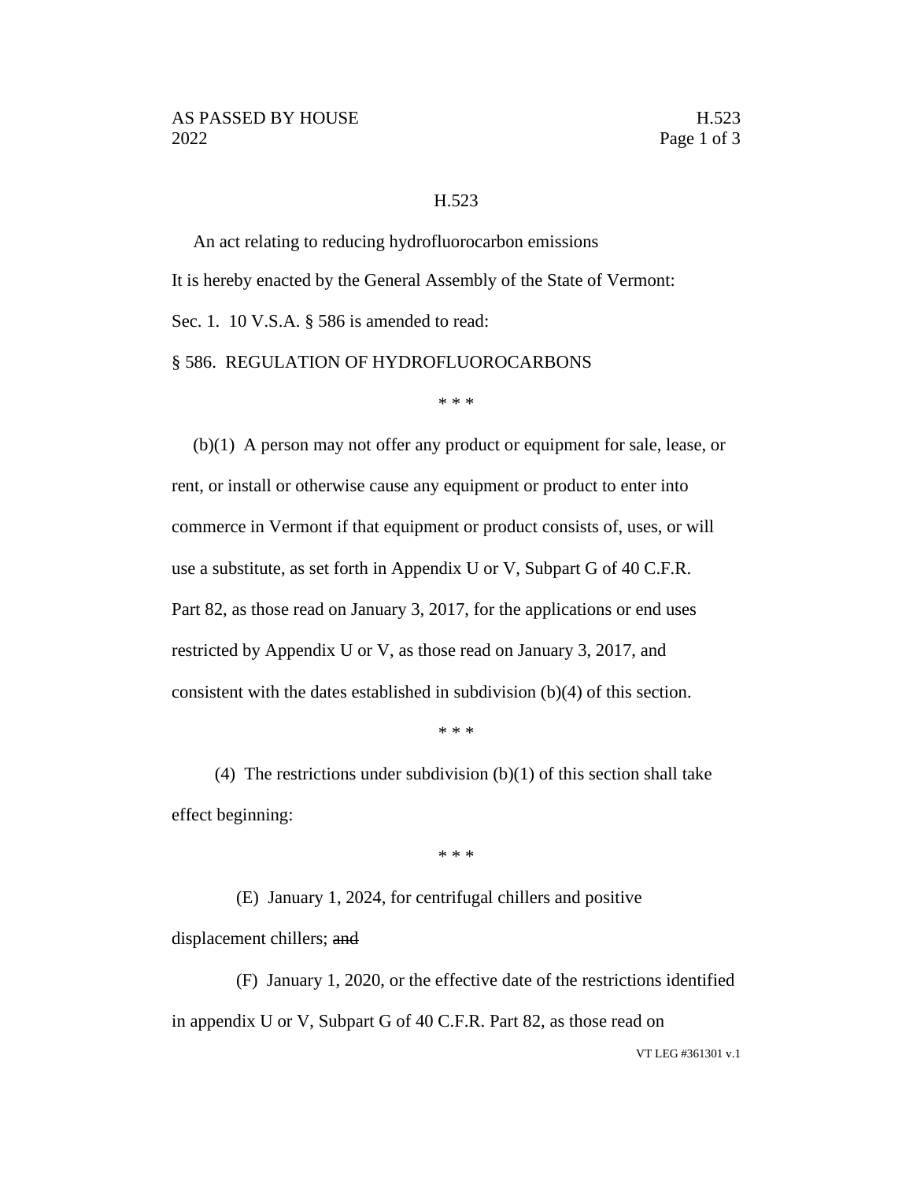H.523

An act relating to reducing hydrofluorocarbon emissions

It is hereby enacted by the General Assembly of the State of Vermont:

Sec. 1. 10 V.S.A. § 586 is amended to read:

§ 586. REGULATION OF HYDROFLUOROCARBONS

\* \* \*

(b)(1) A person may not offer any product or equipment for sale, lease, or rent, or install or otherwise cause any equipment or product to enter into commerce in Vermont if that equipment or product consists of, uses, or will use a substitute, as set forth in Appendix U or V, Subpart G of 40 C.F.R. Part 82, as those read on January 3, 2017, for the applications or end uses restricted by Appendix U or V, as those read on January 3, 2017, and consistent with the dates established in subdivision (b)(4) of this section.

\* \* \*

(4) The restrictions under subdivision (b)(1) of this section shall take effect beginning:

\* \* \*

(E) January 1, 2024, for centrifugal chillers and positive displacement chillers; ~~and~~

(F) January 1, 2020, or the effective date of the restrictions identified in appendix U or V, Subpart G of 40 C.F.R. Part 82, as those read on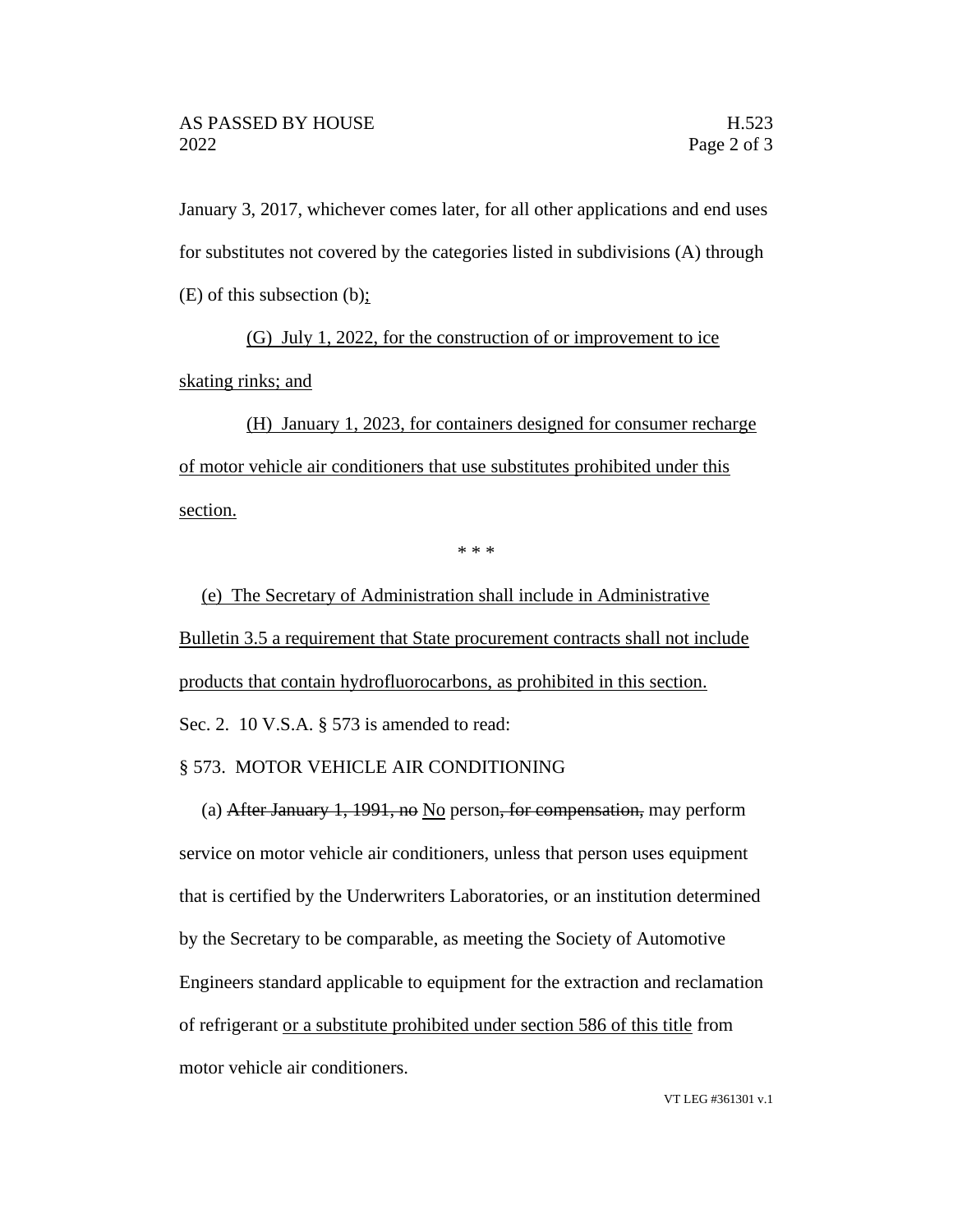January 3, 2017, whichever comes later, for all other applications and end uses for substitutes not covered by the categories listed in subdivisions (A) through (E) of this subsection (b)<u>;</u>

<u>(G) July 1, 2022, for the construction of or improvement to ice skating rinks; and</u>

<u>(H) January 1, 2023, for containers designed for consumer recharge of motor vehicle air conditioners that use substitutes prohibited under this section.</u>

\* \* \*

<u>(e) The Secretary of Administration shall include in Administrative Bulletin 3.5 a requirement that State procurement contracts shall not include products that contain hydrofluorocarbons, as prohibited in this section.</u>

Sec. 2. 10 V.S.A. § 573 is amended to read:

§ 573. MOTOR VEHICLE AIR CONDITIONING

(a) ~~After January 1, 1991, no~~ <u>No</u> person~~, for compensation,~~ may perform service on motor vehicle air conditioners, unless that person uses equipment that is certified by the Underwriters Laboratories, or an institution determined by the Secretary to be comparable, as meeting the Society of Automotive Engineers standard applicable to equipment for the extraction and reclamation of refrigerant <u>or a substitute prohibited under section 586 of this title</u> from motor vehicle air conditioners.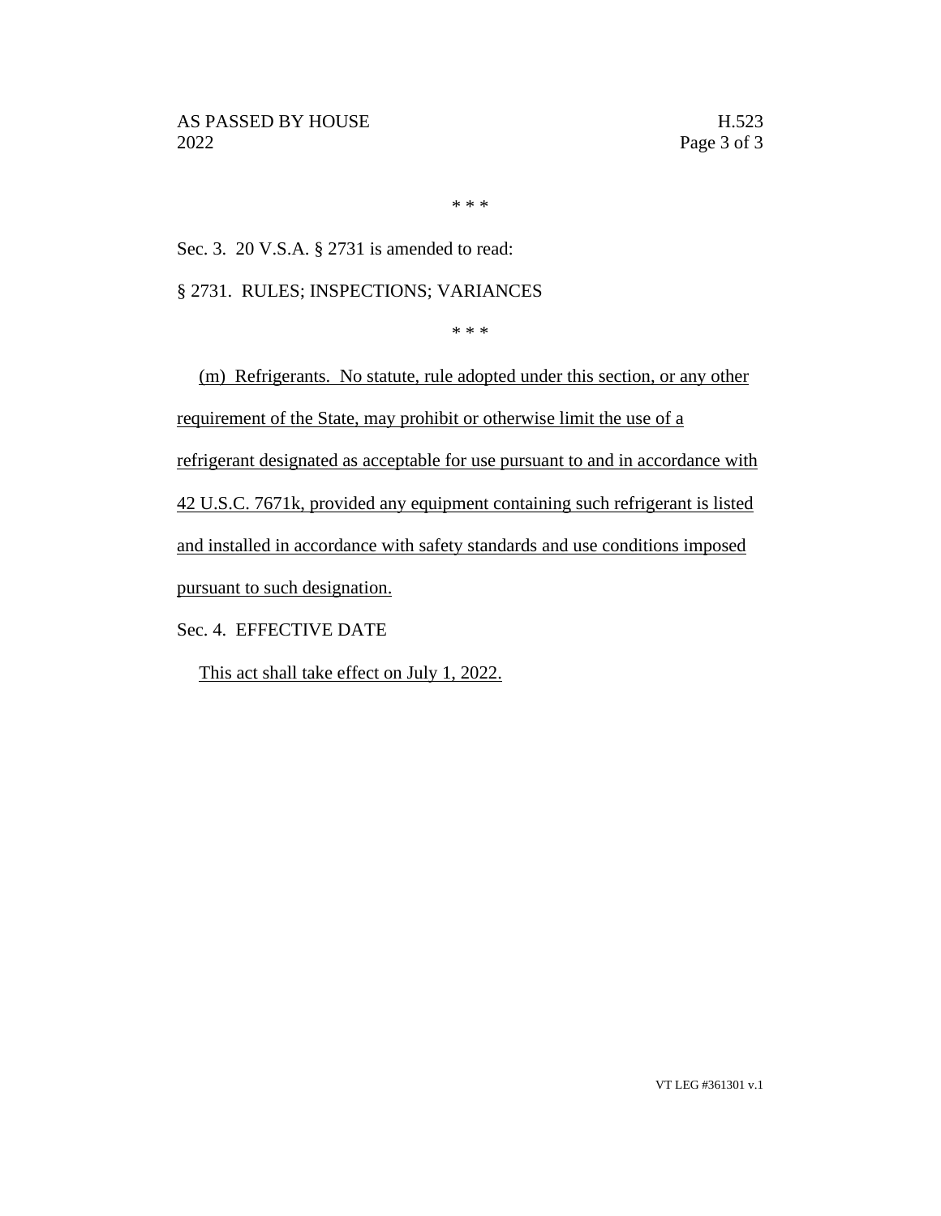\* \* \*

Sec. 3. 20 V.S.A. § 2731 is amended to read:

§ 2731. RULES; INSPECTIONS; VARIANCES

\* \* \*

<u>(m) Refrigerants. No statute, rule adopted under this section, or any other requirement of the State, may prohibit or otherwise limit the use of a refrigerant designated as acceptable for use pursuant to and in accordance with 42 U.S.C. 7671k, provided any equipment containing such refrigerant is listed and installed in accordance with safety standards and use conditions imposed pursuant to such designation.</u>

Sec. 4. EFFECTIVE DATE

<u>This act shall take effect on July 1, 2022.</u>

VT LEG #361301 v.1